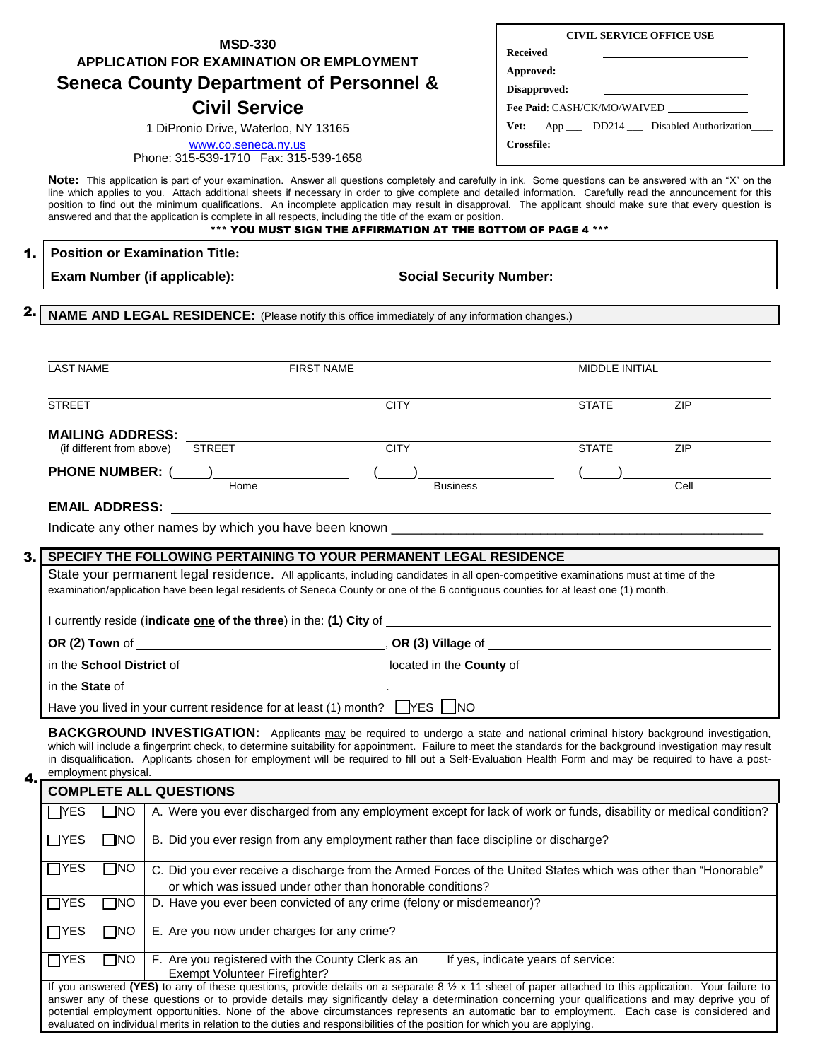**MSD-330**

**APPLICATION FOR EXAMINATION OR EMPLOYMENT**

# Seneca County Department of Personnel & Civil Service

1 DiPronio Drive, Waterloo, NY 13165

www.co.seneca.ny.us

Phone: 315-539-1710 Fax: 315-539-1658

| CIVIL SERVICE OFFICE USE |
|---|
| **Received** ____________ |
| **Approved:** ____________ |
| **Disapproved:** ____________ |
| **Fee Paid**: CASH/CK/MO/WAIVED ____________ |
| **Vet:** App ___ DD214 ___ Disabled Authorization____ |
| **Crossfile:** ____________ |

**Note:** This application is part of your examination. Answer all questions completely and carefully in ink. Some questions can be answered with an "X" on the line which applies to you. Attach additional sheets if necessary in order to give complete and detailed information. Carefully read the announcement for this position to find out the minimum qualifications. An incomplete application may result in disapproval. The applicant should make sure that every question is answered and that the application is complete in all respects, including the title of the exam or position.

**\*\*\* YOU MUST SIGN THE AFFIRMATION AT THE BOTTOM OF PAGE 4 \*\*\***

**1.**

| **Position or Examination Title:** | |
|---|---|
| **Exam Number (if applicable):** | **Social Security Number:** |

**2. NAME AND LEGAL RESIDENCE:** (Please notify this office immediately of any information changes.)

______________________________________________________________
LAST NAME FIRST NAME MIDDLE INITIAL

______________________________________________________________
STREET CITY STATE ZIP

**MAILING ADDRESS:** ______________________________________________________________
(if different from above) STREET CITY STATE ZIP

**PHONE NUMBER:** (____)______________ (____)______________ (____)______________
Home Business Cell

**EMAIL ADDRESS:** ______________________________________________________________

Indicate any other names by which you have been known ______________________________________________

**3. SPECIFY THE FOLLOWING PERTAINING TO YOUR PERMANENT LEGAL RESIDENCE**

State your permanent legal residence. All applicants, including candidates in all open-competitive examinations must at time of the examination/application have been legal residents of Seneca County or one of the 6 contiguous counties for at least one (1) month.

I currently reside (**indicate one of the three**) in the: **(1) City** of ______________________________________________

**OR (2) Town** of ______________________, **OR (3) Village** of ______________________

in the **School District** of ______________________ located in the **County** of ______________________

in the **State** of ______________________.

Have you lived in your current residence for at least (1) month? ☐ YES ☐ NO

**BACKGROUND INVESTIGATION:** Applicants may be required to undergo a state and national criminal history background investigation, which will include a fingerprint check, to determine suitability for appointment. Failure to meet the standards for the background investigation may result in disqualification. Applicants chosen for employment will be required to fill out a Self-Evaluation Health Form and may be required to have a post-employment physical.

**4. COMPLETE ALL QUESTIONS**

| | | |
|---|---|---|
| ☐ YES | ☐ NO | A. Were you ever discharged from any employment except for lack of work or funds, disability or medical condition? |
| ☐ YES | ☐ NO | B. Did you ever resign from any employment rather than face discipline or discharge? |
| ☐ YES | ☐ NO | C. Did you ever receive a discharge from the Armed Forces of the United States which was other than "Honorable" or which was issued under other than honorable conditions? |
| ☐ YES | ☐ NO | D. Have you ever been convicted of any crime (felony or misdemeanor)? |
| ☐ YES | ☐ NO | E. Are you now under charges for any crime? |
| ☐ YES | ☐ NO | F. Are you registered with the County Clerk as an Exempt Volunteer Firefighter? If yes, indicate years of service: ________ |

If you answered **(YES)** to any of these questions, provide details on a separate 8 ½ x 11 sheet of paper attached to this application. Your failure to answer any of these questions or to provide details may significantly delay a determination concerning your qualifications and may deprive you of potential employment opportunities. None of the above circumstances represents an automatic bar to employment. Each case is considered and evaluated on individual merits in relation to the duties and responsibilities of the position for which you are applying.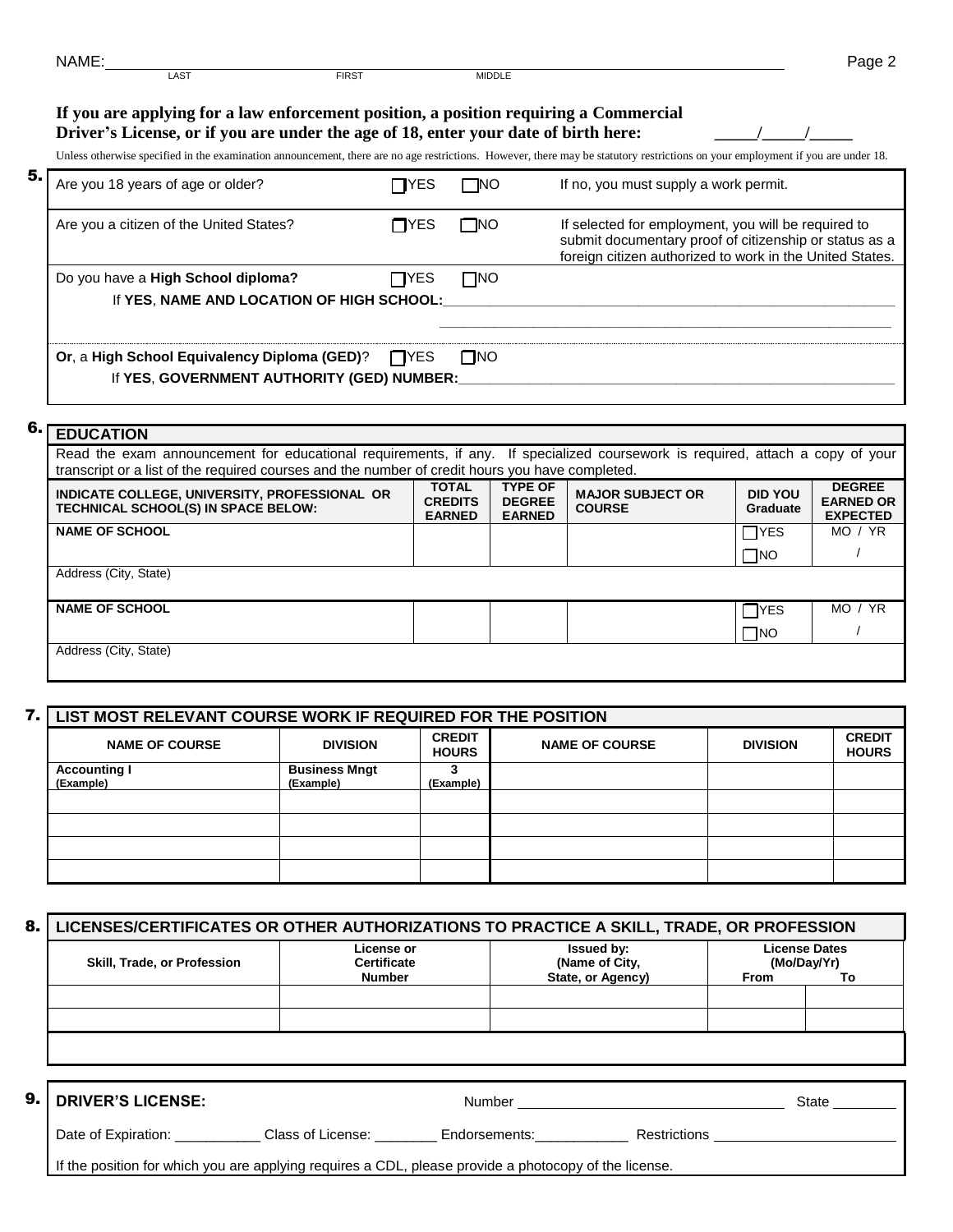NAME: ______________________________________________
LAST FIRST MIDDLE

**If you are applying for a law enforcement position, a position requiring a Commercial Driver's License, or if you are under the age of 18, enter your date of birth here:** _____/_____/_____

Unless otherwise specified in the examination announcement, there are no age restrictions. However, there may be statutory restrictions on your employment if you are under 18.

**5.**

Are you 18 years of age or older? ☐YES ☐NO If no, you must supply a work permit.

Are you a citizen of the United States? ☐YES ☐NO If selected for employment, you will be required to submit documentary proof of citizenship or status as a foreign citizen authorized to work in the United States.

Do you have a **High School diploma?** ☐YES ☐NO
If **YES**, **NAME AND LOCATION OF HIGH SCHOOL:**______________________________

**Or**, a **High School Equivalency Diploma (GED)**? ☐YES ☐NO
If **YES**, **GOVERNMENT AUTHORITY (GED) NUMBER:**______________________________

**6.**

**EDUCATION**

Read the exam announcement for educational requirements, if any. If specialized coursework is required, attach a copy of your transcript or a list of the required courses and the number of credit hours you have completed.

| INDICATE COLLEGE, UNIVERSITY, PROFESSIONAL OR TECHNICAL SCHOOL(S) IN SPACE BELOW: | TOTAL CREDITS EARNED | TYPE OF DEGREE EARNED | MAJOR SUBJECT OR COURSE | DID YOU Graduate | DEGREE EARNED OR EXPECTED |
|---|---|---|---|---|---|
| NAME OF SCHOOL | | | | ☐YES ☐NO | MO / YR<br>/ |
| Address (City, State) | | | | | |
| NAME OF SCHOOL | | | | ☐YES ☐NO | MO / YR<br>/ |
| Address (City, State) | | | | | |

**7.**

**LIST MOST RELEVANT COURSE WORK IF REQUIRED FOR THE POSITION**

| NAME OF COURSE | DIVISION | CREDIT HOURS | NAME OF COURSE | DIVISION | CREDIT HOURS |
|---|---|---|---|---|---|
| Accounting I (Example) | Business Mngt (Example) | 3 (Example) | | | |
| | | | | | |
| | | | | | |
| | | | | | |
| | | | | | |

**8.**

**LICENSES/CERTIFICATES OR OTHER AUTHORIZATIONS TO PRACTICE A SKILL, TRADE, OR PROFESSION**

| Skill, Trade, or Profession | License or Certificate Number | Issued by: (Name of City, State, or Agency) | License Dates (Mo/Day/Yr) From | To |
|---|---|---|---|---|
| | | | | |
| | | | | |

**9.**

**DRIVER'S LICENSE:** Number ______________________ State ________

Date of Expiration: ___________ Class of License: ________ Endorsements:____________ Restrictions ______________

If the position for which you are applying requires a CDL, please provide a photocopy of the license.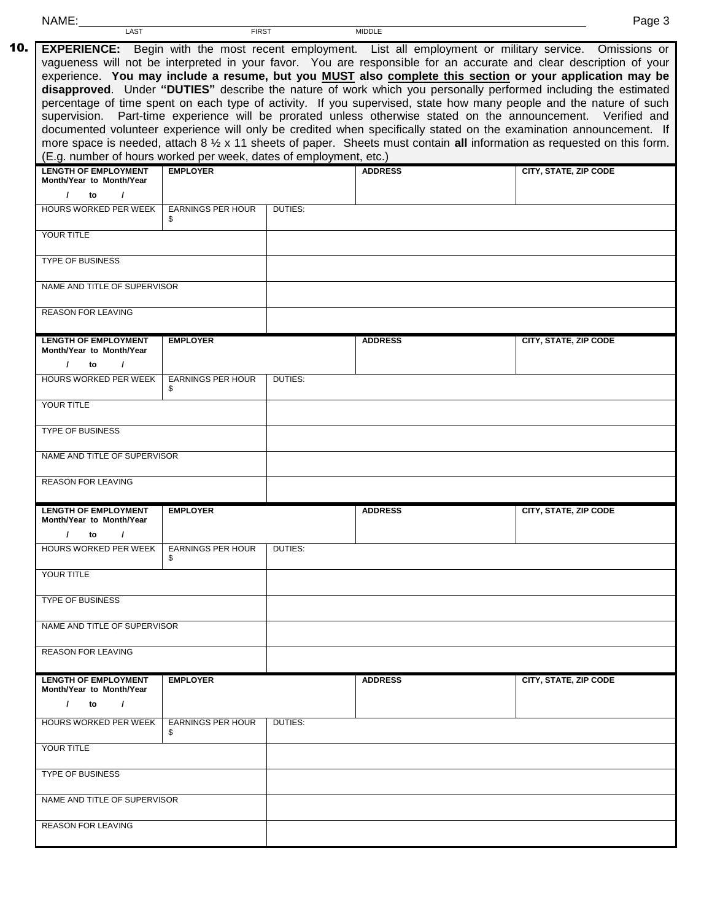NAME: \_\_\_\_\_\_\_\_\_\_\_\_\_\_\_\_\_\_\_\_\_\_\_\_\_\_\_\_\_\_\_\_\_\_\_\_\_\_\_\_\_\_\_\_\_\_\_\_\_\_\_\_\_\_
LAST FIRST MIDDLE

**10. EXPERIENCE:** Begin with the most recent employment. List all employment or military service. Omissions or vagueness will not be interpreted in your favor. You are responsible for an accurate and clear description of your experience. **You may include a resume, but you MUST also complete this section or your application may be disapproved**. Under **"DUTIES"** describe the nature of work which you personally performed including the estimated percentage of time spent on each type of activity. If you supervised, state how many people and the nature of such supervision. Part-time experience will be prorated unless otherwise stated on the announcement. Verified and documented volunteer experience will only be credited when specifically stated on the examination announcement. If more space is needed, attach 8 ½ x 11 sheets of paper. Sheets must contain **all** information as requested on this form. (E.g. number of hours worked per week, dates of employment, etc.)

| LENGTH OF EMPLOYMENT Month/Year to Month/Year | EMPLOYER | | ADDRESS | CITY, STATE, ZIP CODE |
|---|---|---|---|---|
| / to / | | | | |
| HOURS WORKED PER WEEK | EARNINGS PER HOUR $ | DUTIES: | | |
| YOUR TITLE | | | | |
| TYPE OF BUSINESS | | | | |
| NAME AND TITLE OF SUPERVISOR | | | | |
| REASON FOR LEAVING | | | | |

| LENGTH OF EMPLOYMENT Month/Year to Month/Year | EMPLOYER | | ADDRESS | CITY, STATE, ZIP CODE |
|---|---|---|---|---|
| / to / | | | | |
| HOURS WORKED PER WEEK | EARNINGS PER HOUR $ | DUTIES: | | |
| YOUR TITLE | | | | |
| TYPE OF BUSINESS | | | | |
| NAME AND TITLE OF SUPERVISOR | | | | |
| REASON FOR LEAVING | | | | |

| LENGTH OF EMPLOYMENT Month/Year to Month/Year | EMPLOYER | | ADDRESS | CITY, STATE, ZIP CODE |
|---|---|---|---|---|
| / to / | | | | |
| HOURS WORKED PER WEEK | EARNINGS PER HOUR $ | DUTIES: | | |
| YOUR TITLE | | | | |
| TYPE OF BUSINESS | | | | |
| NAME AND TITLE OF SUPERVISOR | | | | |
| REASON FOR LEAVING | | | | |

| LENGTH OF EMPLOYMENT Month/Year to Month/Year | EMPLOYER | | ADDRESS | CITY, STATE, ZIP CODE |
|---|---|---|---|---|
| / to / | | | | |
| HOURS WORKED PER WEEK | EARNINGS PER HOUR $ | DUTIES: | | |
| YOUR TITLE | | | | |
| TYPE OF BUSINESS | | | | |
| NAME AND TITLE OF SUPERVISOR | | | | |
| REASON FOR LEAVING | | | | |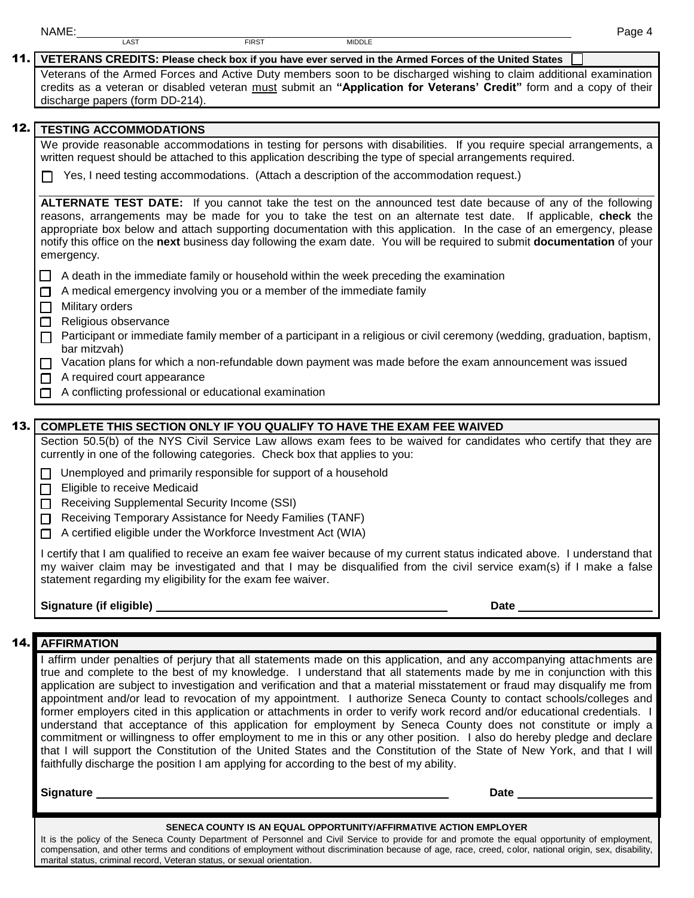NAME: ____________________________________________
LAST FIRST MIDDLE

**11. VETERANS CREDITS: Please check box if you have ever served in the Armed Forces of the United States** ☐

Veterans of the Armed Forces and Active Duty members soon to be discharged wishing to claim additional examination credits as a veteran or disabled veteran must submit an **"Application for Veterans' Credit"** form and a copy of their discharge papers (form DD-214).

**12. TESTING ACCOMMODATIONS**

We provide reasonable accommodations in testing for persons with disabilities. If you require special arrangements, a written request should be attached to this application describing the type of special arrangements required.

☐ Yes, I need testing accommodations. (Attach a description of the accommodation request.)

**ALTERNATE TEST DATE:** If you cannot take the test on the announced test date because of any of the following reasons, arrangements may be made for you to take the test on an alternate test date. If applicable, **check** the appropriate box below and attach supporting documentation with this application. In the case of an emergency, please notify this office on the **next** business day following the exam date. You will be required to submit **documentation** of your emergency.

☐ A death in the immediate family or household within the week preceding the examination
☐ A medical emergency involving you or a member of the immediate family
☐ Military orders
☐ Religious observance
☐ Participant or immediate family member of a participant in a religious or civil ceremony (wedding, graduation, baptism, bar mitzvah)
☐ Vacation plans for which a non-refundable down payment was made before the exam announcement was issued
☐ A required court appearance
☐ A conflicting professional or educational examination

**13. COMPLETE THIS SECTION ONLY IF YOU QUALIFY TO HAVE THE EXAM FEE WAIVED**

Section 50.5(b) of the NYS Civil Service Law allows exam fees to be waived for candidates who certify that they are currently in one of the following categories. Check box that applies to you:

☐ Unemployed and primarily responsible for support of a household
☐ Eligible to receive Medicaid
☐ Receiving Supplemental Security Income (SSI)
☐ Receiving Temporary Assistance for Needy Families (TANF)
☐ A certified eligible under the Workforce Investment Act (WIA)

I certify that I am qualified to receive an exam fee waiver because of my current status indicated above. I understand that my waiver claim may be investigated and that I may be disqualified from the civil service exam(s) if I make a false statement regarding my eligibility for the exam fee waiver.

**Signature (if eligible)** ____________________________ **Date** ______________

**14. AFFIRMATION**

I affirm under penalties of perjury that all statements made on this application, and any accompanying attachments are true and complete to the best of my knowledge. I understand that all statements made by me in conjunction with this application are subject to investigation and verification and that a material misstatement or fraud may disqualify me from appointment and/or lead to revocation of my appointment. I authorize Seneca County to contact schools/colleges and former employers cited in this application or attachments in order to verify work record and/or educational credentials. I understand that acceptance of this application for employment by Seneca County does not constitute or imply a commitment or willingness to offer employment to me in this or any other position. I also do hereby pledge and declare that I will support the Constitution of the United States and the Constitution of the State of New York, and that I will faithfully discharge the position I am applying for according to the best of my ability.

**Signature** ____________________________ **Date** ______________

**SENECA COUNTY IS AN EQUAL OPPORTUNITY/AFFIRMATIVE ACTION EMPLOYER**

It is the policy of the Seneca County Department of Personnel and Civil Service to provide for and promote the equal opportunity of employment, compensation, and other terms and conditions of employment without discrimination because of age, race, creed, color, national origin, sex, disability, marital status, criminal record, Veteran status, or sexual orientation.